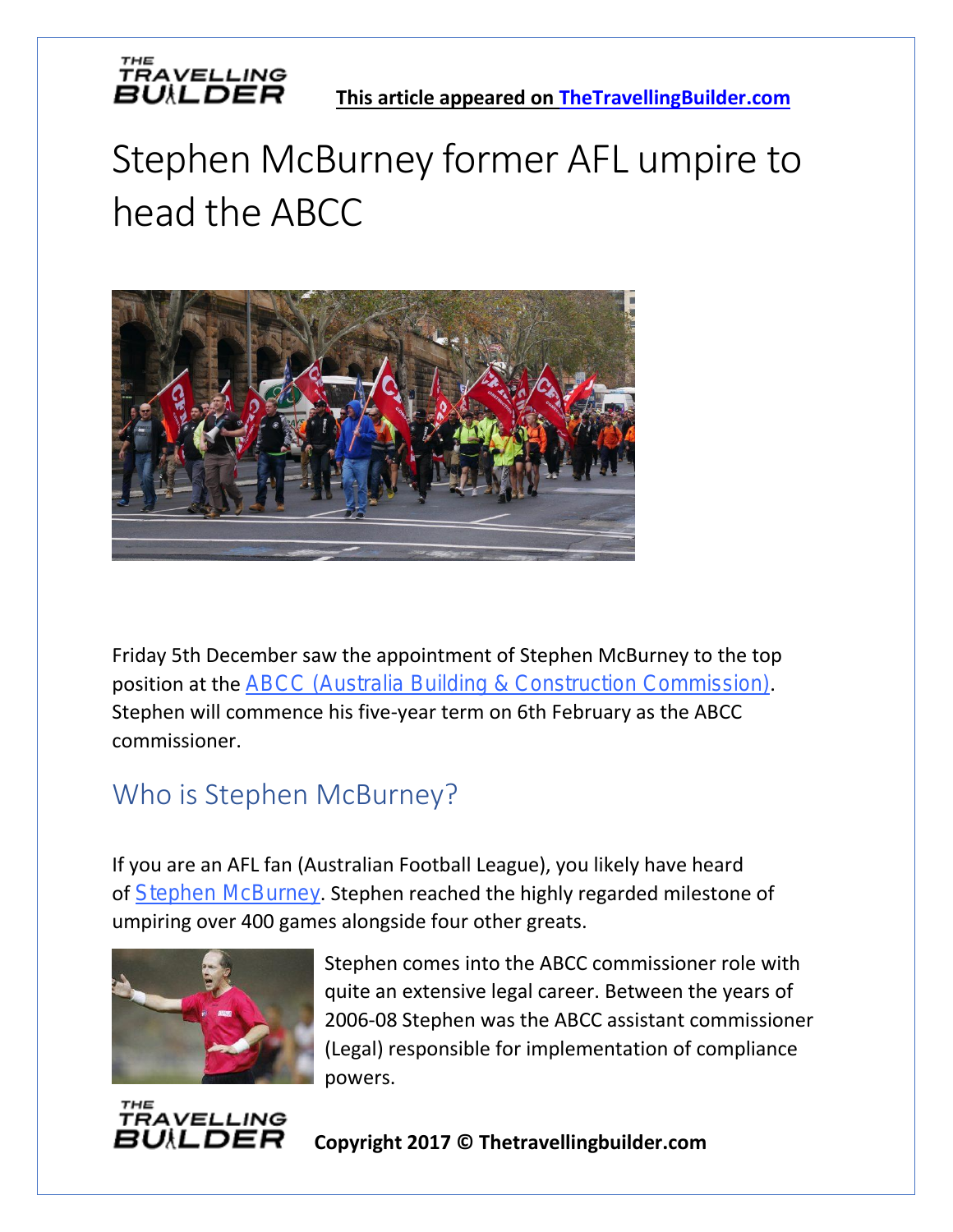**This article appeared on TheTravellingBuilder.com**

# Stephen McBurney former AFL umpire to head the ABCC

Friday 5th December saw the appointment of Stephen McBurney to the top position at the ABCC (Australia Building & Construction Commission). Stephen will commence his five-year term on 6th February as the ABCC commissioner.

## Who is Stephen McBurney?

If you are an AFL fan (Australian Football League), you likely have heard of Stephen McBurney. Stephen reached the highly regarded milestone of umpiring over 400 games alongside four other greats.

Stephen comes into the ABCC commissioner role with quite an extensive legal career. Between the years of 2006-08 Stephen was the ABCC assistant commissioner (Legal) responsible for implementation of compliance powers.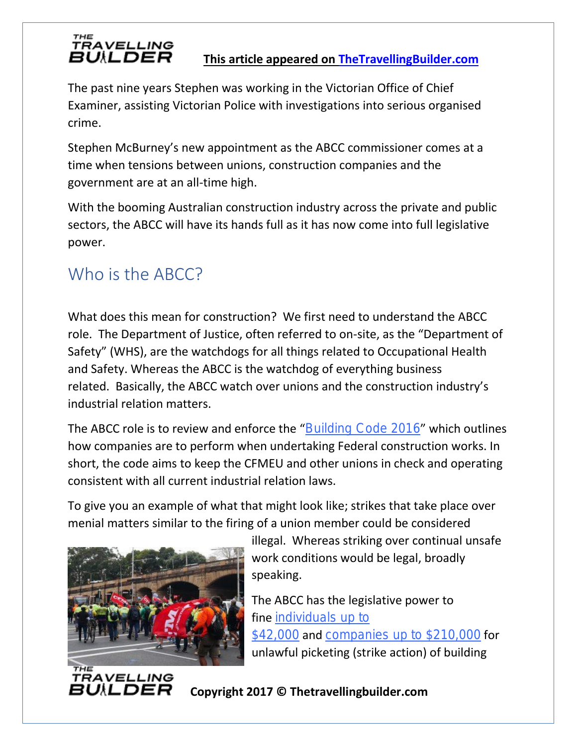The past nine years Stephen was working in the Victorian Office of Chief Examiner, assisting Victorian Police with investigations into serious organised crime.

Stephen McBurney's new appointment as the ABCC commissioner comes at a time when tensions between unions, construction companies and the government are at an all-time high.

With the booming Australian construction industry across the private and public sectors, the ABCC will have its hands full as it has now come into full legislative power.

## Who is the ABCC?

What does this mean for construction? We first need to understand the ABCC role. The Department of Justice, often referred to on-site, as the "Department of Safety" (WHS), are the watchdogs for all things related to Occupational Health and Safety. Whereas the ABCC is the watchdog of everything business related. Basically, the ABCC watch over unions and the construction industry's industrial relation matters.

The ABCC role is to review and enforce the "Building Code 2016" which outlines how companies are to perform when undertaking Federal construction works. In short, the code aims to keep the CFMEU and other unions in check and operating consistent with all current industrial relation laws.

To give you an example of what that might look like; strikes that take place over menial matters similar to the firing of a union member could be considered illegal. Whereas striking over continual unsafe work conditions would be legal, broadly speaking.

The ABCC has the legislative power to fine individuals up to $42,000 and companies up to $210,000 for unlawful picketing (strike action) of building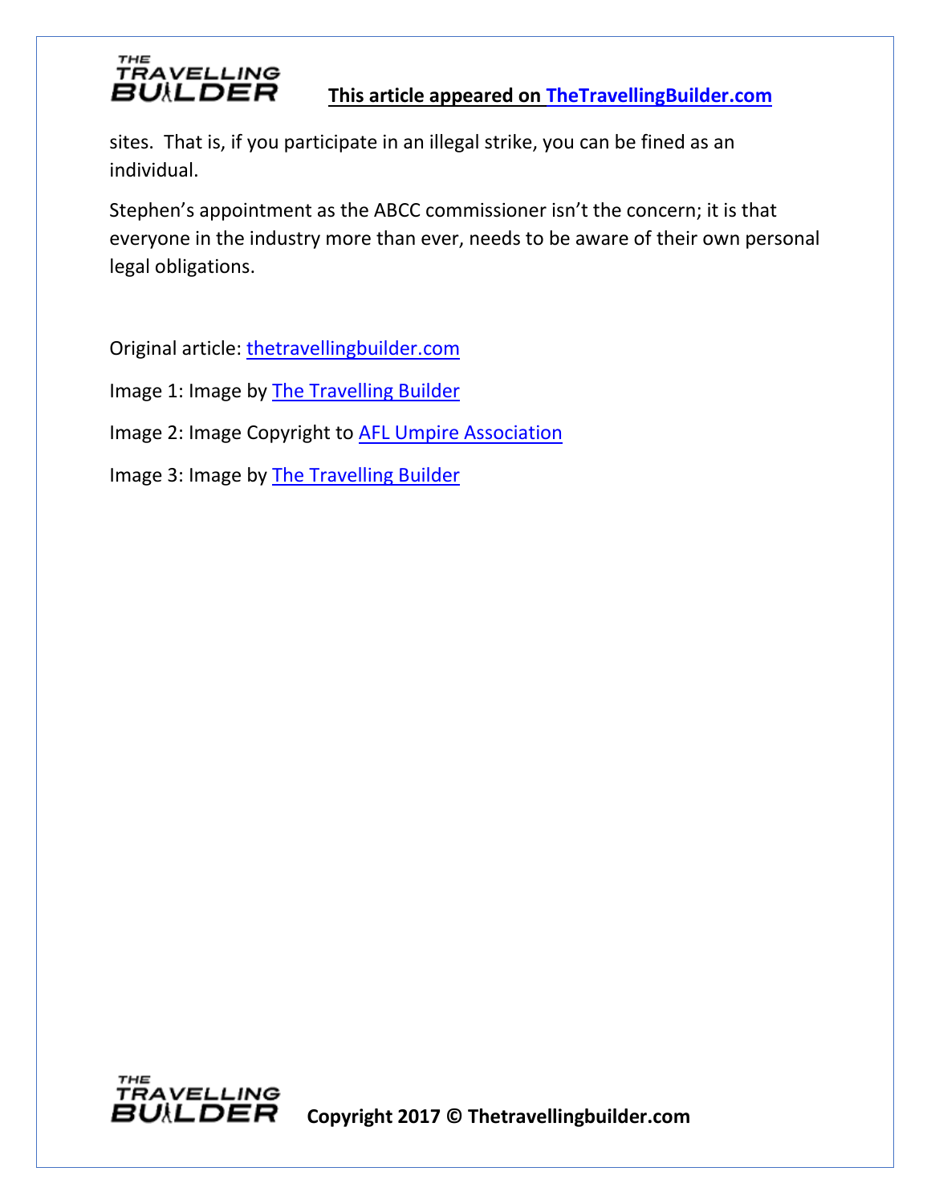sites. That is, if you participate in an illegal strike, you can be fined as an individual.

Stephen's appointment as the ABCC commissioner isn't the concern; it is that everyone in the industry more than ever, needs to be aware of their own personal legal obligations.

Original article: thetravellingbuilder.com

Image 1: Image by The Travelling Builder

Image 2: Image Copyright to AFL Umpire Association

Image 3: Image by The Travelling Builder